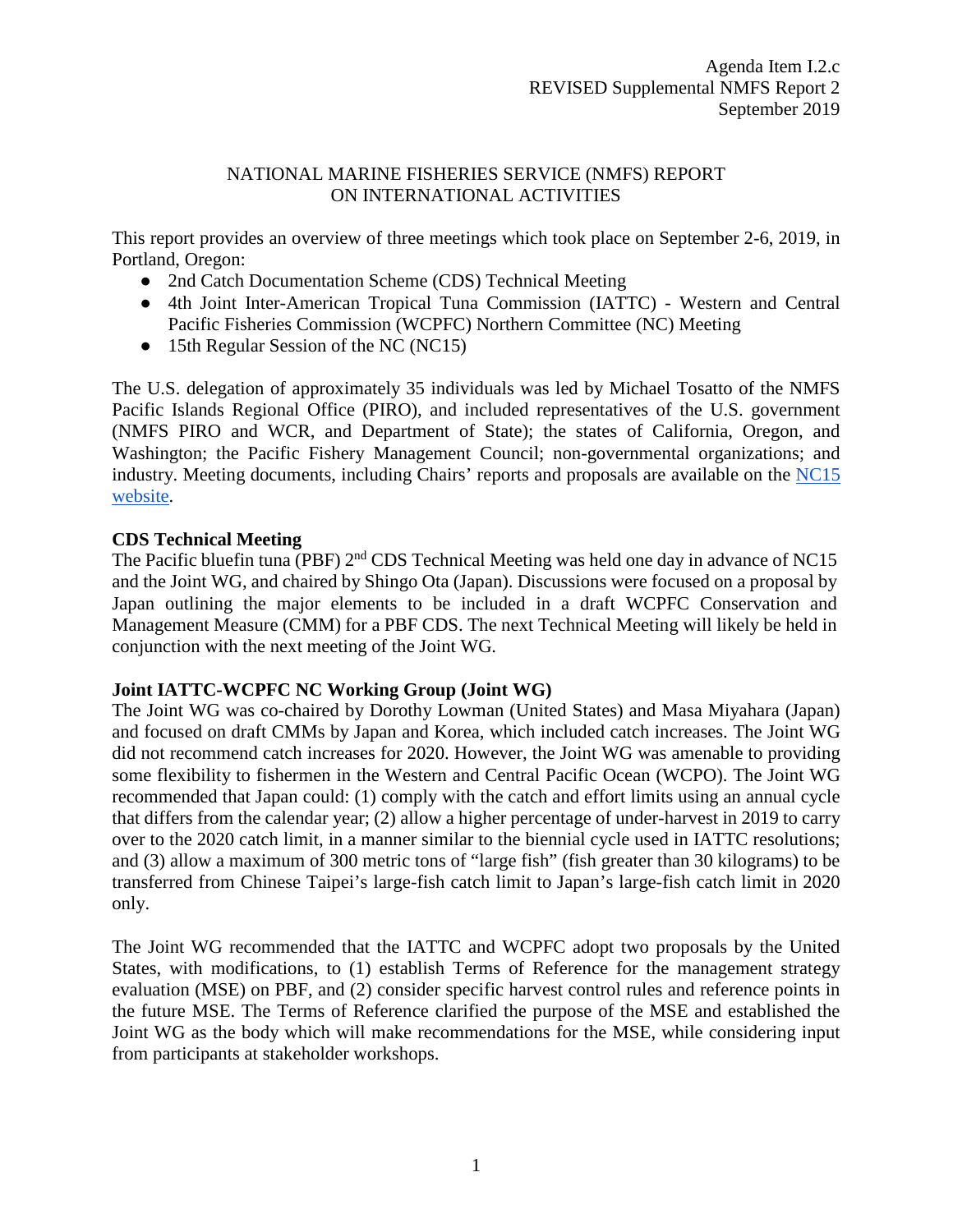Agenda Item I.2.c
REVISED Supplemental NMFS Report 2
September 2019

# NATIONAL MARINE FISHERIES SERVICE (NMFS) REPORT ON INTERNATIONAL ACTIVITIES

This report provides an overview of three meetings which took place on September 2-6, 2019, in Portland, Oregon:

- 2nd Catch Documentation Scheme (CDS) Technical Meeting
- 4th Joint Inter-American Tropical Tuna Commission (IATTC) - Western and Central Pacific Fisheries Commission (WCPFC) Northern Committee (NC) Meeting
- 15th Regular Session of the NC (NC15)

The U.S. delegation of approximately 35 individuals was led by Michael Tosatto of the NMFS Pacific Islands Regional Office (PIRO), and included representatives of the U.S. government (NMFS PIRO and WCR, and Department of State); the states of California, Oregon, and Washington; the Pacific Fishery Management Council; non-governmental organizations; and industry. Meeting documents, including Chairs' reports and proposals are available on the NC15 website.

**CDS Technical Meeting**

The Pacific bluefin tuna (PBF) 2nd CDS Technical Meeting was held one day in advance of NC15 and the Joint WG, and chaired by Shingo Ota (Japan). Discussions were focused on a proposal by Japan outlining the major elements to be included in a draft WCPFC Conservation and Management Measure (CMM) for a PBF CDS. The next Technical Meeting will likely be held in conjunction with the next meeting of the Joint WG.

**Joint IATTC-WCPFC NC Working Group (Joint WG)**

The Joint WG was co-chaired by Dorothy Lowman (United States) and Masa Miyahara (Japan) and focused on draft CMMs by Japan and Korea, which included catch increases. The Joint WG did not recommend catch increases for 2020. However, the Joint WG was amenable to providing some flexibility to fishermen in the Western and Central Pacific Ocean (WCPO). The Joint WG recommended that Japan could: (1) comply with the catch and effort limits using an annual cycle that differs from the calendar year; (2) allow a higher percentage of under-harvest in 2019 to carry over to the 2020 catch limit, in a manner similar to the biennial cycle used in IATTC resolutions; and (3) allow a maximum of 300 metric tons of "large fish" (fish greater than 30 kilograms) to be transferred from Chinese Taipei's large-fish catch limit to Japan's large-fish catch limit in 2020 only.

The Joint WG recommended that the IATTC and WCPFC adopt two proposals by the United States, with modifications, to (1) establish Terms of Reference for the management strategy evaluation (MSE) on PBF, and (2) consider specific harvest control rules and reference points in the future MSE. The Terms of Reference clarified the purpose of the MSE and established the Joint WG as the body which will make recommendations for the MSE, while considering input from participants at stakeholder workshops.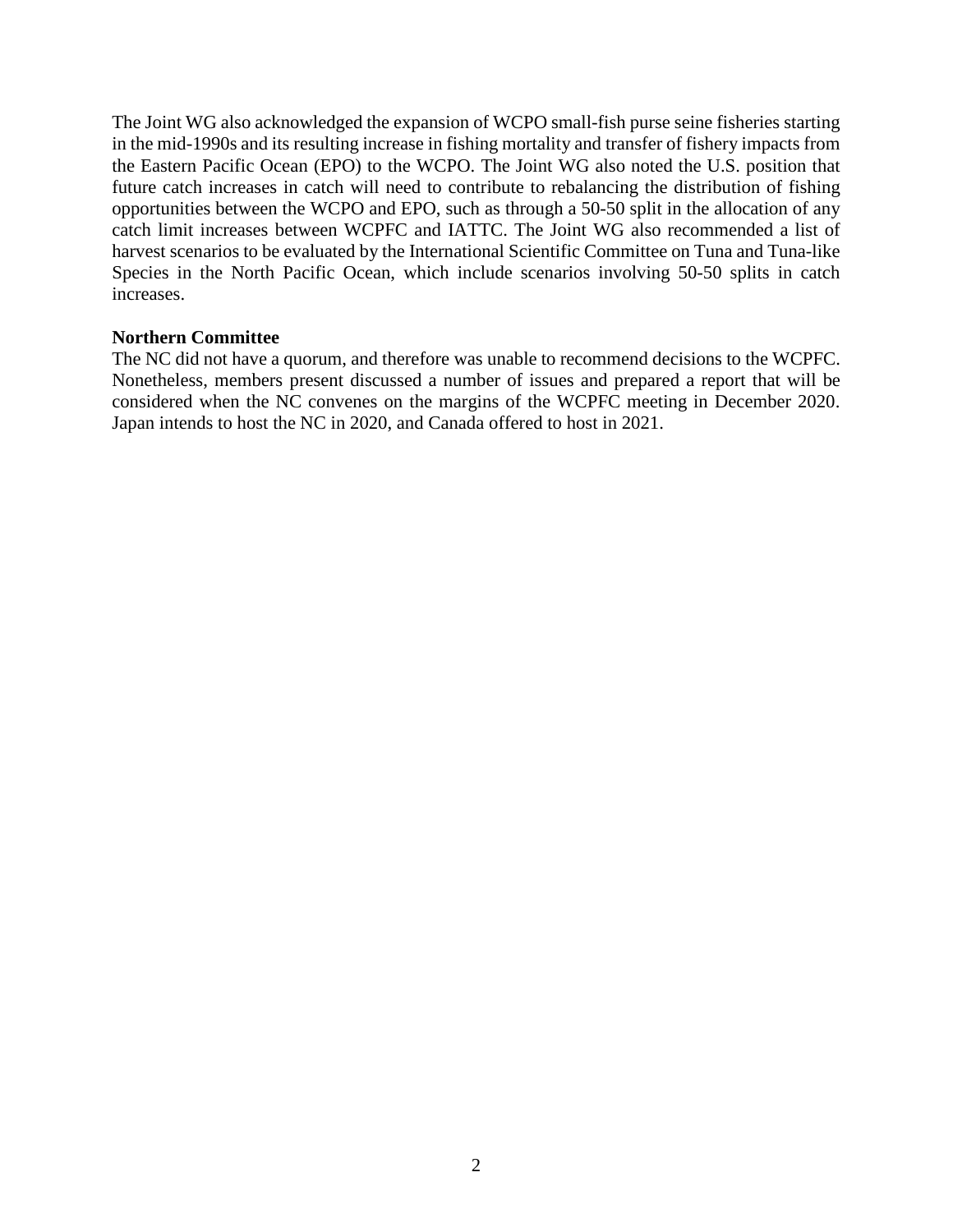The Joint WG also acknowledged the expansion of WCPO small-fish purse seine fisheries starting in the mid-1990s and its resulting increase in fishing mortality and transfer of fishery impacts from the Eastern Pacific Ocean (EPO) to the WCPO. The Joint WG also noted the U.S. position that future catch increases in catch will need to contribute to rebalancing the distribution of fishing opportunities between the WCPO and EPO, such as through a 50-50 split in the allocation of any catch limit increases between WCPFC and IATTC. The Joint WG also recommended a list of harvest scenarios to be evaluated by the International Scientific Committee on Tuna and Tuna-like Species in the North Pacific Ocean, which include scenarios involving 50-50 splits in catch increases.

**Northern Committee**

The NC did not have a quorum, and therefore was unable to recommend decisions to the WCPFC. Nonetheless, members present discussed a number of issues and prepared a report that will be considered when the NC convenes on the margins of the WCPFC meeting in December 2020. Japan intends to host the NC in 2020, and Canada offered to host in 2021.